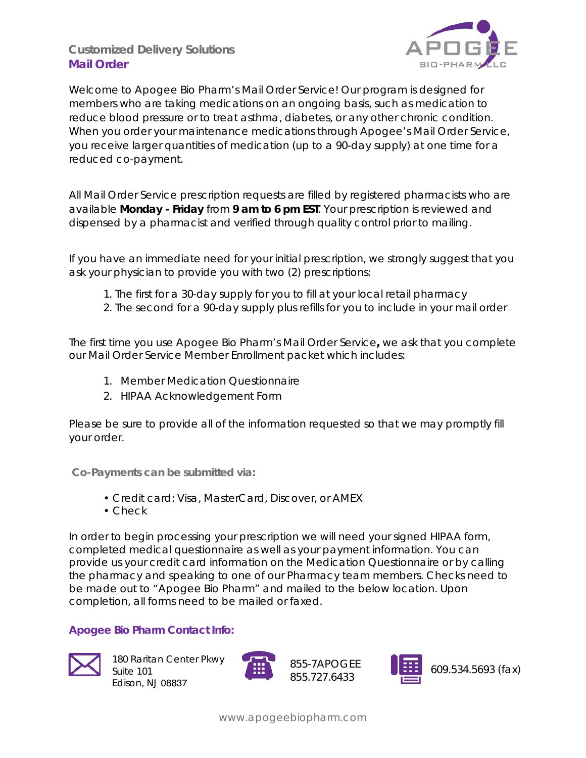## Customized Delivery Solutions

## Mail Order

Welcome to Apogee Bio Pharm's Mail Order Service! Our program is designed for members who are taking medications on an ongoing basis, such as medication to reduce blood pressure or to treat asthma, diabetes, or any other chronic condition. When you order your maintenance medications through Apogee's Mail Order Service, you receive larger quantities of medication (up to a 90-day supply) at one time for a reduced co-payment.

All Mail Order Service prescription requests are filled by registered pharmacists who are available **Monday - Friday** from **9 am to 6 pm EST**. Your prescription is reviewed and dispensed by a pharmacist and verified through quality control prior to mailing.

If you have an immediate need for your initial prescription, we strongly suggest that you ask your physician to provide you with two (2) prescriptions:

1. The first for a 30-day supply for you to fill at your local retail pharmacy
2. The second for a 90-day supply plus refills for you to include in your mail order

The first time you use Apogee Bio Pharm's Mail Order Service**,** we ask that you complete our Mail Order Service Member Enrollment packet which includes:

1. Member Medication Questionnaire
2. HIPAA Acknowledgement Form

Please be sure to provide all of the information requested so that we may promptly fill your order.

**Co-Payments can be submitted via:**

- Credit card: Visa, MasterCard, Discover, or AMEX
- Check

In order to begin processing your prescription we will need your signed HIPAA form, completed medical questionnaire as well as your payment information. You can provide us your credit card information on the Medication Questionnaire or by calling the pharmacy and speaking to one of our Pharmacy team members. Checks need to be made out to "Apogee Bio Pharm" and mailed to the below location. Upon completion, all forms need to be mailed or faxed.

**Apogee Bio Pharm Contact Info:**

180 Raritan Center Pkwy
Suite 101
Edison, NJ 08837

855-7APOGEE
855.727.6433

609.534.5693 (fax)

www.apogeebiopharm.com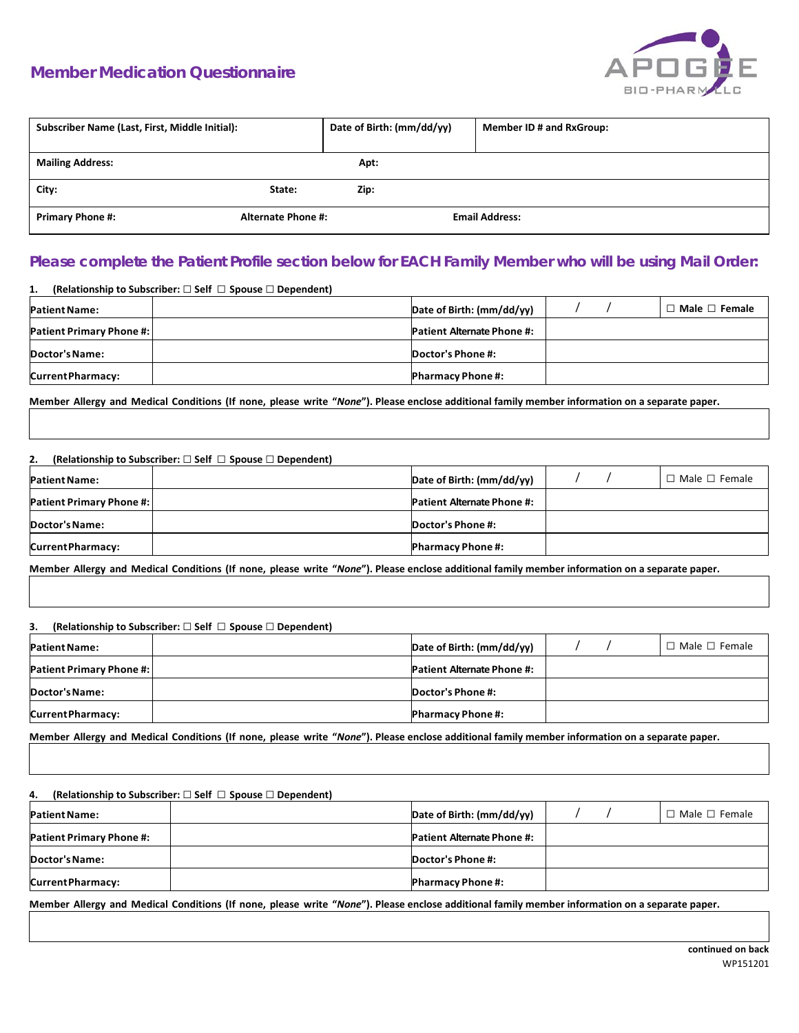# Member Medication Questionnaire

APOGEE BIO-PHARM LLC

| Subscriber Name (Last, First, Middle Initial): | Date of Birth: (mm/dd/yy) | Member ID # and RxGroup: |
|---|---|---|
| **Mailing Address:** | **Apt:** | |
| **City:** **State:** | **Zip:** | |
| **Primary Phone #:** **Alternate Phone #:** | **Email Address:** | |

## Please complete the Patient Profile section below for EACH Family Member who will be using Mail Order:

**1. (Relationship to Subscriber: ☐ Self ☐ Spouse ☐ Dependent)**

| Patient Name: | | Date of Birth: (mm/dd/yy) | / / | ☐ Male ☐ Female |
|---|---|---|---|---|
| **Patient Primary Phone #:** | | **Patient Alternate Phone #:** | | |
| **Doctor's Name:** | | **Doctor's Phone #:** | | |
| **Current Pharmacy:** | | **Pharmacy Phone #:** | | |

**Member Allergy and Medical Conditions (If none, please write "*None*"). Please enclose additional family member information on a separate paper.**

**2. (Relationship to Subscriber: ☐ Self ☐ Spouse ☐ Dependent)**

| Patient Name: | | Date of Birth: (mm/dd/yy) | / / | ☐ Male ☐ Female |
|---|---|---|---|---|
| **Patient Primary Phone #:** | | **Patient Alternate Phone #:** | | |
| **Doctor's Name:** | | **Doctor's Phone #:** | | |
| **Current Pharmacy:** | | **Pharmacy Phone #:** | | |

**Member Allergy and Medical Conditions (If none, please write "*None*"). Please enclose additional family member information on a separate paper.**

**3. (Relationship to Subscriber: ☐ Self ☐ Spouse ☐ Dependent)**

| Patient Name: | | Date of Birth: (mm/dd/yy) | / / | ☐ Male ☐ Female |
|---|---|---|---|---|
| **Patient Primary Phone #:** | | **Patient Alternate Phone #:** | | |
| **Doctor's Name:** | | **Doctor's Phone #:** | | |
| **Current Pharmacy:** | | **Pharmacy Phone #:** | | |

**Member Allergy and Medical Conditions (If none, please write "*None*"). Please enclose additional family member information on a separate paper.**

**4. (Relationship to Subscriber: ☐ Self ☐ Spouse ☐ Dependent)**

| Patient Name: | | Date of Birth: (mm/dd/yy) | / / | ☐ Male ☐ Female |
|---|---|---|---|---|
| **Patient Primary Phone #:** | | **Patient Alternate Phone #:** | | |
| **Doctor's Name:** | | **Doctor's Phone #:** | | |
| **Current Pharmacy:** | | **Pharmacy Phone #:** | | |

**Member Allergy and Medical Conditions (If none, please write "*None*"). Please enclose additional family member information on a separate paper.**

**continued on back**

WP151201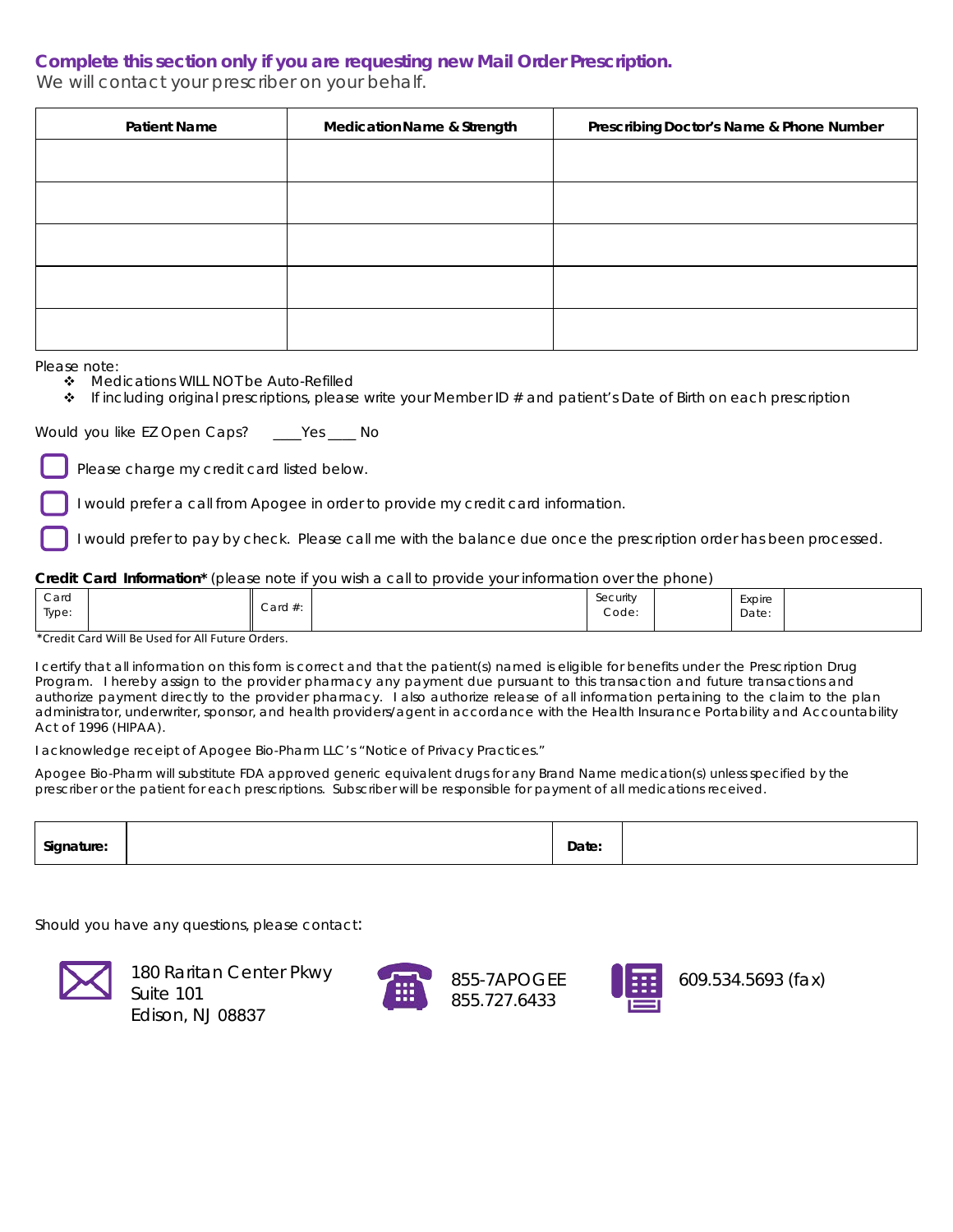**Complete this section only if you are requesting new Mail Order Prescription.**
We will contact your prescriber on your behalf.

| Patient Name | Medication Name & Strength | Prescribing Doctor's Name & Phone Number |
| --- | --- | --- |
| | | |
| | | |
| | | |
| | | |
| | | |

Please note:

- Medications WILL NOT be Auto-Refilled
- If including original prescriptions, please write your Member ID # and patient's Date of Birth on each prescription

Would you like EZ Open Caps? ____Yes ____ No

☐ Please charge my credit card listed below.

☐ I would prefer a call from Apogee in order to provide my credit card information.

☐ I would prefer to pay by check. Please call me with the balance due once the prescription order has been processed.

**Credit Card Information*** (please note if you wish a call to provide your information over the phone)

| Card Type: | | Card #: | | Security Code: | | Expire Date: | |
| --- | --- | --- | --- | --- | --- | --- | --- |

*Credit Card Will Be Used for All Future Orders.

I certify that all information on this form is correct and that the patient(s) named is eligible for benefits under the Prescription Drug Program. I hereby assign to the provider pharmacy any payment due pursuant to this transaction and future transactions and authorize payment directly to the provider pharmacy. I also authorize release of all information pertaining to the claim to the plan administrator, underwriter, sponsor, and health providers/agent in accordance with the Health Insurance Portability and Accountability Act of 1996 (HIPAA).

I acknowledge receipt of Apogee Bio-Pharm LLC's "Notice of Privacy Practices."

Apogee Bio-Pharm will substitute FDA approved generic equivalent drugs for any Brand Name medication(s) unless specified by the prescriber or the patient for each prescriptions. Subscriber will be responsible for payment of all medications received.

| **Signature:** | | **Date:** | |
| --- | --- | --- | --- |

Should you have any questions, please contact:

180 Raritan Center Pkwy
Suite 101
Edison, NJ 08837

855-7APOGEE
855.727.6433

609.534.5693 (fax)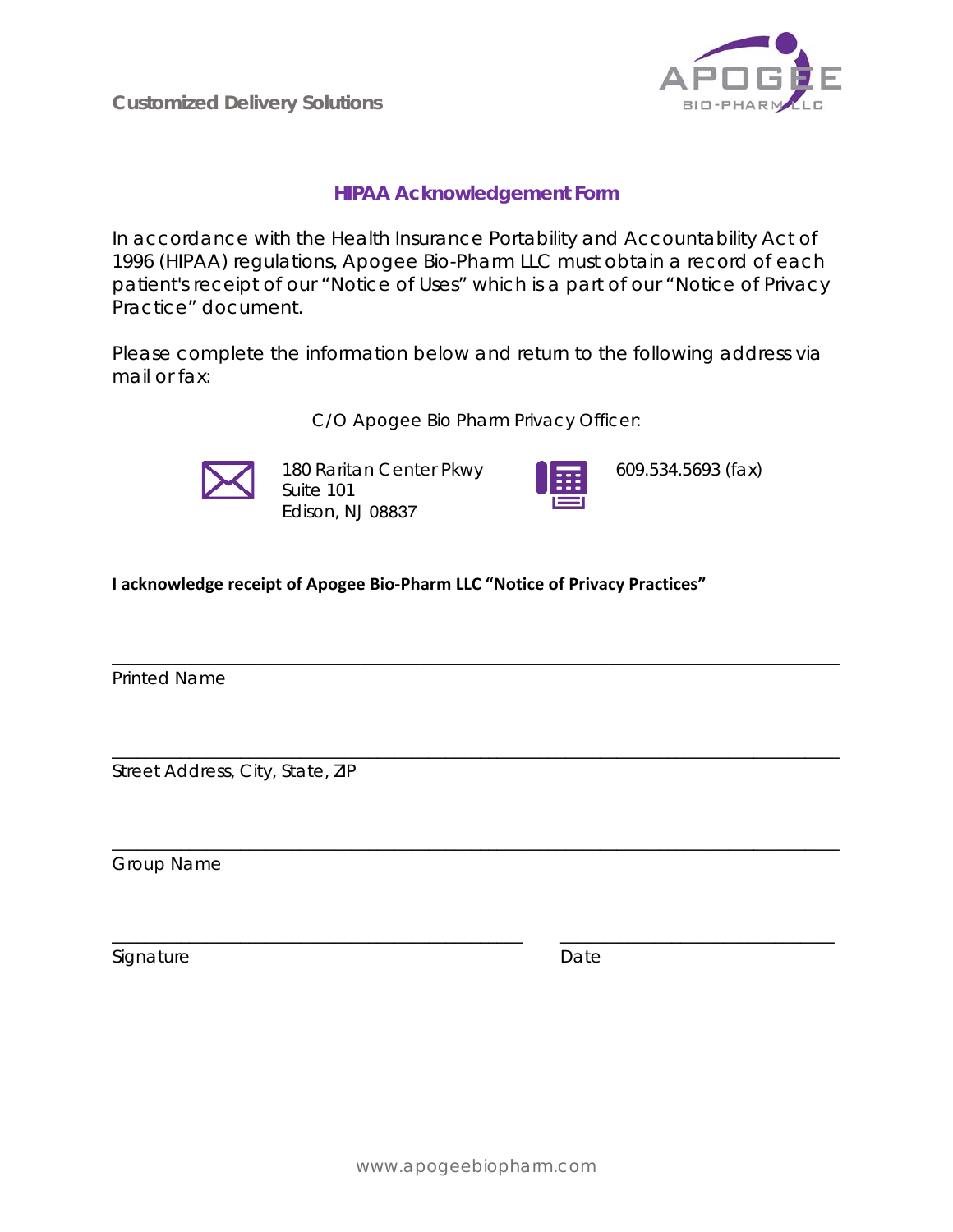Customized Delivery Solutions

## HIPAA Acknowledgement Form

In accordance with the Health Insurance Portability and Accountability Act of 1996 (HIPAA) regulations, Apogee Bio-Pharm LLC must obtain a record of each patient's receipt of our "Notice of Uses" which is a part of our "Notice of Privacy Practice" document.

Please complete the information below and return to the following address via mail or fax:

C/O Apogee Bio Pharm Privacy Officer:

180 Raritan Center Pkwy
Suite 101
Edison, NJ 08837

609.534.5693 (fax)

**I acknowledge receipt of Apogee Bio-Pharm LLC "Notice of Privacy Practices"**

\_\_\_\_\_\_\_\_\_\_\_\_\_\_\_\_\_\_\_\_\_\_\_\_\_\_\_\_\_\_\_\_\_\_\_\_\_\_\_\_\_\_\_\_\_\_\_\_\_\_\_\_\_\_\_\_\_\_\_\_
Printed Name

\_\_\_\_\_\_\_\_\_\_\_\_\_\_\_\_\_\_\_\_\_\_\_\_\_\_\_\_\_\_\_\_\_\_\_\_\_\_\_\_\_\_\_\_\_\_\_\_\_\_\_\_\_\_\_\_\_\_\_\_
Street Address, City, State, ZIP

\_\_\_\_\_\_\_\_\_\_\_\_\_\_\_\_\_\_\_\_\_\_\_\_\_\_\_\_\_\_\_\_\_\_\_\_\_\_\_\_\_\_\_\_\_\_\_\_\_\_\_\_\_\_\_\_\_\_\_\_
Group Name

\_\_\_\_\_\_\_\_\_\_\_\_\_\_\_\_\_\_\_\_\_\_\_\_\_\_\_\_\_\_\_\_\_\_\_\_ \_\_\_\_\_\_\_\_\_\_\_\_\_\_\_\_\_\_\_\_\_\_
Signature Date

www.apogeebiopharm.com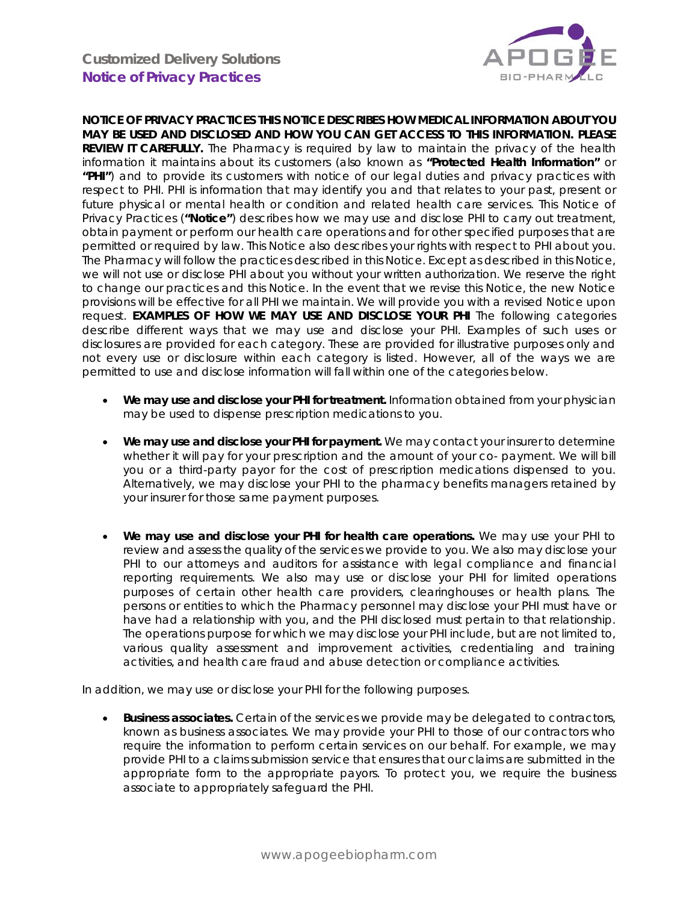**Customized Delivery Solutions**
**Notice of Privacy Practices**

**NOTICE OF PRIVACY PRACTICES THIS NOTICE DESCRIBES HOW MEDICAL INFORMATION ABOUT YOU MAY BE USED AND DISCLOSED AND HOW YOU CAN GET ACCESS TO THIS INFORMATION. PLEASE REVIEW IT CAREFULLY.** The Pharmacy is required by law to maintain the privacy of the health information it maintains about its customers (also known as **"Protected Health Information"** or **"PHI"**) and to provide its customers with notice of our legal duties and privacy practices with respect to PHI. PHI is information that may identify you and that relates to your past, present or future physical or mental health or condition and related health care services. This Notice of Privacy Practices (**"Notice"**) describes how we may use and disclose PHI to carry out treatment, obtain payment or perform our health care operations and for other specified purposes that are permitted or required by law. This Notice also describes your rights with respect to PHI about you. The Pharmacy will follow the practices described in this Notice. Except as described in this Notice, we will not use or disclose PHI about you without your written authorization. We reserve the right to change our practices and this Notice. In the event that we revise this Notice, the new Notice provisions will be effective for all PHI we maintain. We will provide you with a revised Notice upon request. **EXAMPLES OF HOW WE MAY USE AND DISCLOSE YOUR PHI** The following categories describe different ways that we may use and disclose your PHI. Examples of such uses or disclosures are provided for each category. These are provided for illustrative purposes only and not every use or disclosure within each category is listed. However, all of the ways we are permitted to use and disclose information will fall within one of the categories below.

- **We may use and disclose your PHI for treatment.** Information obtained from your physician may be used to dispense prescription medications to you.
- **We may use and disclose your PHI for payment.** We may contact your insurer to determine whether it will pay for your prescription and the amount of your co- payment. We will bill you or a third-party payor for the cost of prescription medications dispensed to you. Alternatively, we may disclose your PHI to the pharmacy benefits managers retained by your insurer for those same payment purposes.
- **We may use and disclose your PHI for health care operations.** We may use your PHI to review and assess the quality of the services we provide to you. We also may disclose your PHI to our attorneys and auditors for assistance with legal compliance and financial reporting requirements. We also may use or disclose your PHI for limited operations purposes of certain other health care providers, clearinghouses or health plans. The persons or entities to which the Pharmacy personnel may disclose your PHI must have or have had a relationship with you, and the PHI disclosed must pertain to that relationship. The operations purpose for which we may disclose your PHI include, but are not limited to, various quality assessment and improvement activities, credentialing and training activities, and health care fraud and abuse detection or compliance activities.

In addition, we may use or disclose your PHI for the following purposes.

- **Business associates.** Certain of the services we provide may be delegated to contractors, known as business associates. We may provide your PHI to those of our contractors who require the information to perform certain services on our behalf. For example, we may provide PHI to a claims submission service that ensures that our claims are submitted in the appropriate form to the appropriate payors. To protect you, we require the business associate to appropriately safeguard the PHI.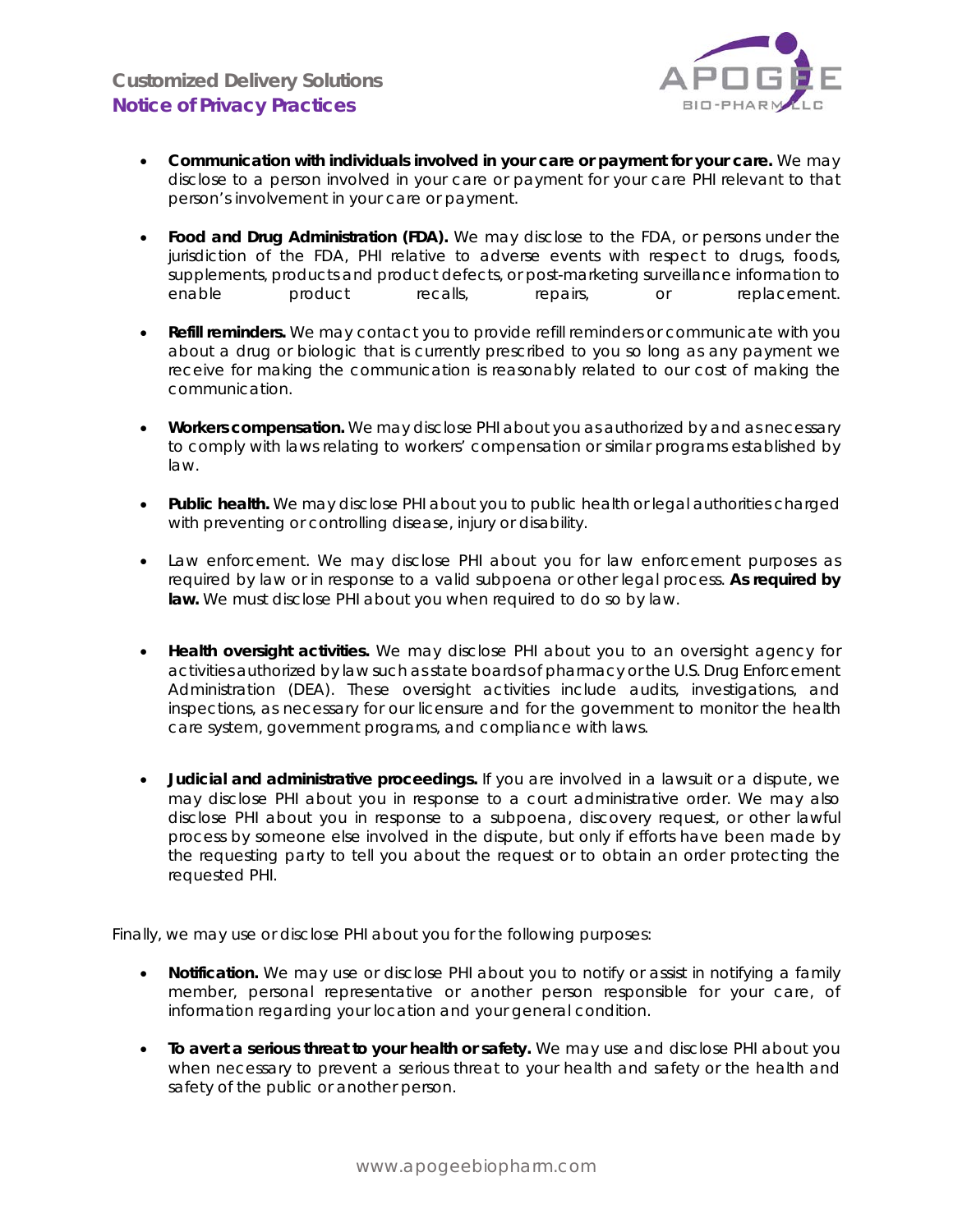- **Communication with individuals involved in your care or payment for your care.** We may disclose to a person involved in your care or payment for your care PHI relevant to that person's involvement in your care or payment.

- **Food and Drug Administration (FDA).** We may disclose to the FDA, or persons under the jurisdiction of the FDA, PHI relative to adverse events with respect to drugs, foods, supplements, products and product defects, or post-marketing surveillance information to enable product recalls, repairs, or replacement.

- **Refill reminders.** We may contact you to provide refill reminders or communicate with you about a drug or biologic that is currently prescribed to you so long as any payment we receive for making the communication is reasonably related to our cost of making the communication.

- **Workers compensation.** We may disclose PHI about you as authorized by and as necessary to comply with laws relating to workers' compensation or similar programs established by law.

- **Public health.** We may disclose PHI about you to public health or legal authorities charged with preventing or controlling disease, injury or disability.

- Law enforcement. We may disclose PHI about you for law enforcement purposes as required by law or in response to a valid subpoena or other legal process. **As required by law.** We must disclose PHI about you when required to do so by law.

- **Health oversight activities.** We may disclose PHI about you to an oversight agency for activities authorized by law such as state boards of pharmacy or the U.S. Drug Enforcement Administration (DEA). These oversight activities include audits, investigations, and inspections, as necessary for our licensure and for the government to monitor the health care system, government programs, and compliance with laws.

- **Judicial and administrative proceedings.** If you are involved in a lawsuit or a dispute, we may disclose PHI about you in response to a court administrative order. We may also disclose PHI about you in response to a subpoena, discovery request, or other lawful process by someone else involved in the dispute, but only if efforts have been made by the requesting party to tell you about the request or to obtain an order protecting the requested PHI.

Finally, we may use or disclose PHI about you for the following purposes:

- **Notification.** We may use or disclose PHI about you to notify or assist in notifying a family member, personal representative or another person responsible for your care, of information regarding your location and your general condition.

- **To avert a serious threat to your health or safety.** We may use and disclose PHI about you when necessary to prevent a serious threat to your health and safety or the health and safety of the public or another person.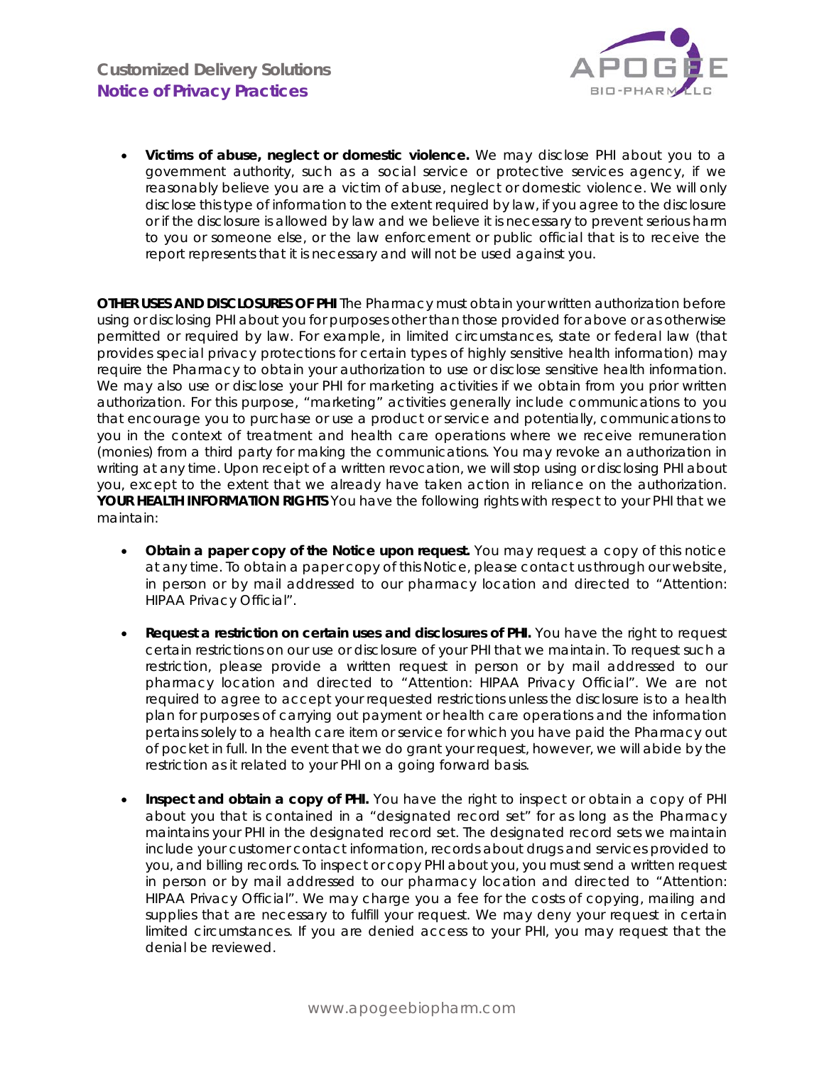- **Victims of abuse, neglect or domestic violence.** We may disclose PHI about you to a government authority, such as a social service or protective services agency, if we reasonably believe you are a victim of abuse, neglect or domestic violence. We will only disclose this type of information to the extent required by law, if you agree to the disclosure or if the disclosure is allowed by law and we believe it is necessary to prevent serious harm to you or someone else, or the law enforcement or public official that is to receive the report represents that it is necessary and will not be used against you.

**OTHER USES AND DISCLOSURES OF PHI** The Pharmacy must obtain your written authorization before using or disclosing PHI about you for purposes other than those provided for above or as otherwise permitted or required by law. For example, in limited circumstances, state or federal law (that provides special privacy protections for certain types of highly sensitive health information) may require the Pharmacy to obtain your authorization to use or disclose sensitive health information. We may also use or disclose your PHI for marketing activities if we obtain from you prior written authorization. For this purpose, "marketing" activities generally include communications to you that encourage you to purchase or use a product or service and potentially, communications to you in the context of treatment and health care operations where we receive remuneration (monies) from a third party for making the communications. You may revoke an authorization in writing at any time. Upon receipt of a written revocation, we will stop using or disclosing PHI about you, except to the extent that we already have taken action in reliance on the authorization. **YOUR HEALTH INFORMATION RIGHTS** You have the following rights with respect to your PHI that we maintain:

- **Obtain a paper copy of the Notice upon request.** You may request a copy of this notice at any time. To obtain a paper copy of this Notice, please contact us through our website, in person or by mail addressed to our pharmacy location and directed to "Attention: HIPAA Privacy Official".

- **Request a restriction on certain uses and disclosures of PHI.** You have the right to request certain restrictions on our use or disclosure of your PHI that we maintain. To request such a restriction, please provide a written request in person or by mail addressed to our pharmacy location and directed to "Attention: HIPAA Privacy Official". We are not required to agree to accept your requested restrictions unless the disclosure is to a health plan for purposes of carrying out payment or health care operations and the information pertains solely to a health care item or service for which you have paid the Pharmacy out of pocket in full. In the event that we do grant your request, however, we will abide by the restriction as it related to your PHI on a going forward basis.

- **Inspect and obtain a copy of PHI.** You have the right to inspect or obtain a copy of PHI about you that is contained in a "designated record set" for as long as the Pharmacy maintains your PHI in the designated record set. The designated record sets we maintain include your customer contact information, records about drugs and services provided to you, and billing records. To inspect or copy PHI about you, you must send a written request in person or by mail addressed to our pharmacy location and directed to "Attention: HIPAA Privacy Official". We may charge you a fee for the costs of copying, mailing and supplies that are necessary to fulfill your request. We may deny your request in certain limited circumstances. If you are denied access to your PHI, you may request that the denial be reviewed.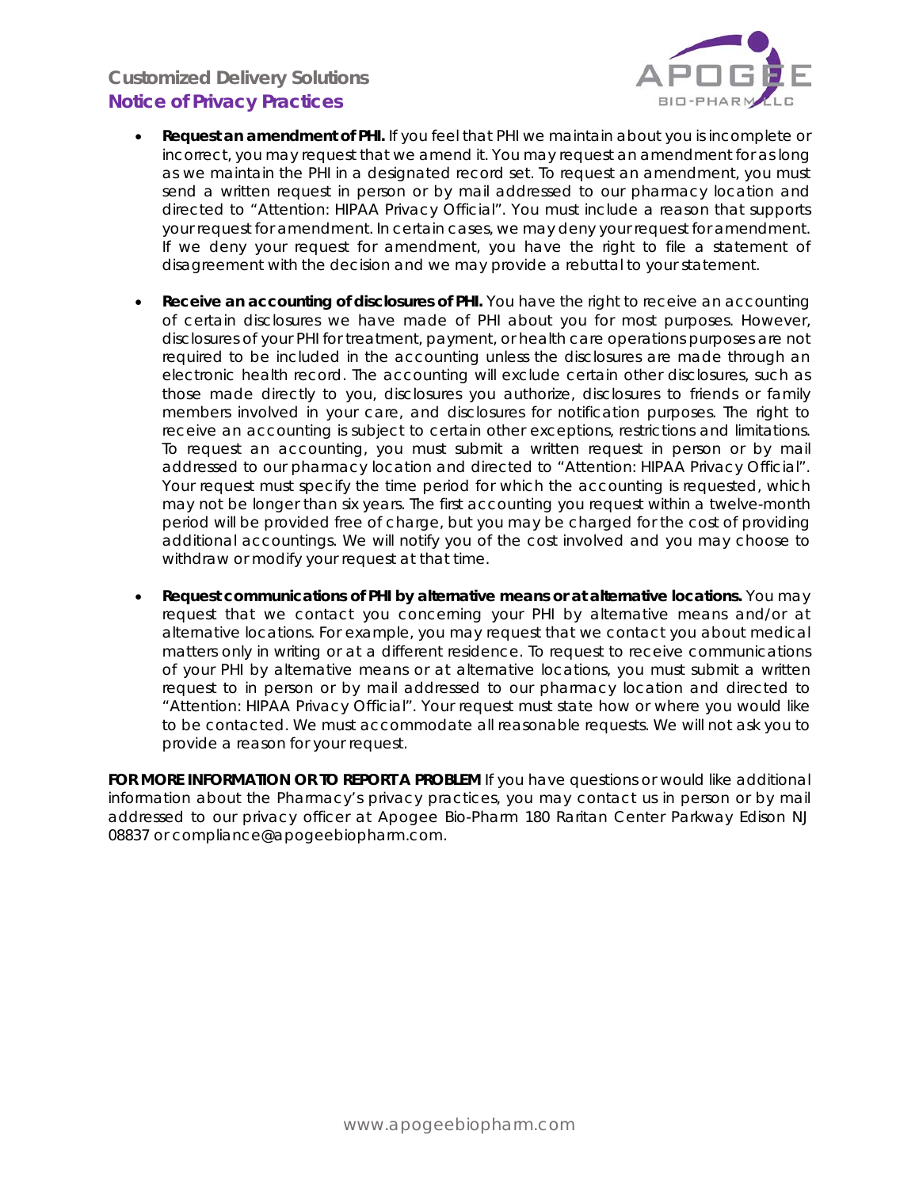- **Request an amendment of PHI.** If you feel that PHI we maintain about you is incomplete or incorrect, you may request that we amend it. You may request an amendment for as long as we maintain the PHI in a designated record set. To request an amendment, you must send a written request in person or by mail addressed to our pharmacy location and directed to "Attention: HIPAA Privacy Official". You must include a reason that supports your request for amendment. In certain cases, we may deny your request for amendment. If we deny your request for amendment, you have the right to file a statement of disagreement with the decision and we may provide a rebuttal to your statement.

- **Receive an accounting of disclosures of PHI.** You have the right to receive an accounting of certain disclosures we have made of PHI about you for most purposes. However, disclosures of your PHI for treatment, payment, or health care operations purposes are not required to be included in the accounting unless the disclosures are made through an electronic health record. The accounting will exclude certain other disclosures, such as those made directly to you, disclosures you authorize, disclosures to friends or family members involved in your care, and disclosures for notification purposes. The right to receive an accounting is subject to certain other exceptions, restrictions and limitations. To request an accounting, you must submit a written request in person or by mail addressed to our pharmacy location and directed to "Attention: HIPAA Privacy Official". Your request must specify the time period for which the accounting is requested, which may not be longer than six years. The first accounting you request within a twelve-month period will be provided free of charge, but you may be charged for the cost of providing additional accountings. We will notify you of the cost involved and you may choose to withdraw or modify your request at that time.

- **Request communications of PHI by alternative means or at alternative locations.** You may request that we contact you concerning your PHI by alternative means and/or at alternative locations. For example, you may request that we contact you about medical matters only in writing or at a different residence. To request to receive communications of your PHI by alternative means or at alternative locations, you must submit a written request to in person or by mail addressed to our pharmacy location and directed to "Attention: HIPAA Privacy Official". Your request must state how or where you would like to be contacted. We must accommodate all reasonable requests. We will not ask you to provide a reason for your request.

**FOR MORE INFORMATION OR TO REPORT A PROBLEM** If you have questions or would like additional information about the Pharmacy's privacy practices, you may contact us in person or by mail addressed to our privacy officer at Apogee Bio-Pharm 180 Raritan Center Parkway Edison NJ 08837 or compliance@apogeebiopharm.com.